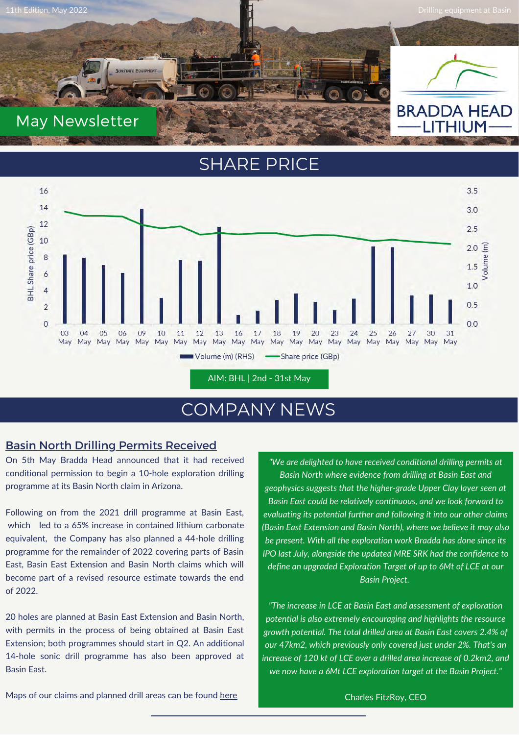11th Edition, May 2022

Drilling equipment at Basin

# May Newsletter

BRADDA HEAD LITHIUM

## SHARE PRICE

AIM: BHL | 2nd - 31st May

## COMPANY NEWS

### Basin North Drilling Permits Received

On 5th May Bradda Head announced that it had received conditional permission to begin a 10-hole exploration drilling programme at its Basin North claim in Arizona.

Following on from the 2021 drill programme at Basin East, which led to a 65% increase in contained lithium carbonate equivalent, the Company has also planned a 44-hole drilling programme for the remainder of 2022 covering parts of Basin East, Basin East Extension and Basin North claims which will become part of a revised resource estimate towards the end of 2022.

20 holes are planned at Basin East Extension and Basin North, with permits in the process of being obtained at Basin East Extension; both programmes should start in Q2. An additional 14-hole sonic drill programme has also been approved at Basin East.

Maps of our claims and planned drill areas can be found here

*"We are delighted to have received conditional drilling permits at Basin North where evidence from drilling at Basin East and geophysics suggests that the higher-grade Upper Clay layer seen at Basin East could be relatively continuous, and we look forward to evaluating its potential further and following it into our other claims (Basin East Extension and Basin North), where we believe it may also be present. With all the exploration work Bradda has done since its IPO last July, alongside the updated MRE SRK had the confidence to define an upgraded Exploration Target of up to 6Mt of LCE at our Basin Project.*

*"The increase in LCE at Basin East and assessment of exploration potential is also extremely encouraging and highlights the resource growth potential. The total drilled area at Basin East covers 2.4% of our 47km2, which previously only covered just under 2%. That's an increase of 120 kt of LCE over a drilled area increase of 0.2km2, and we now have a 6Mt LCE exploration target at the Basin Project."*

Charles FitzRoy, CEO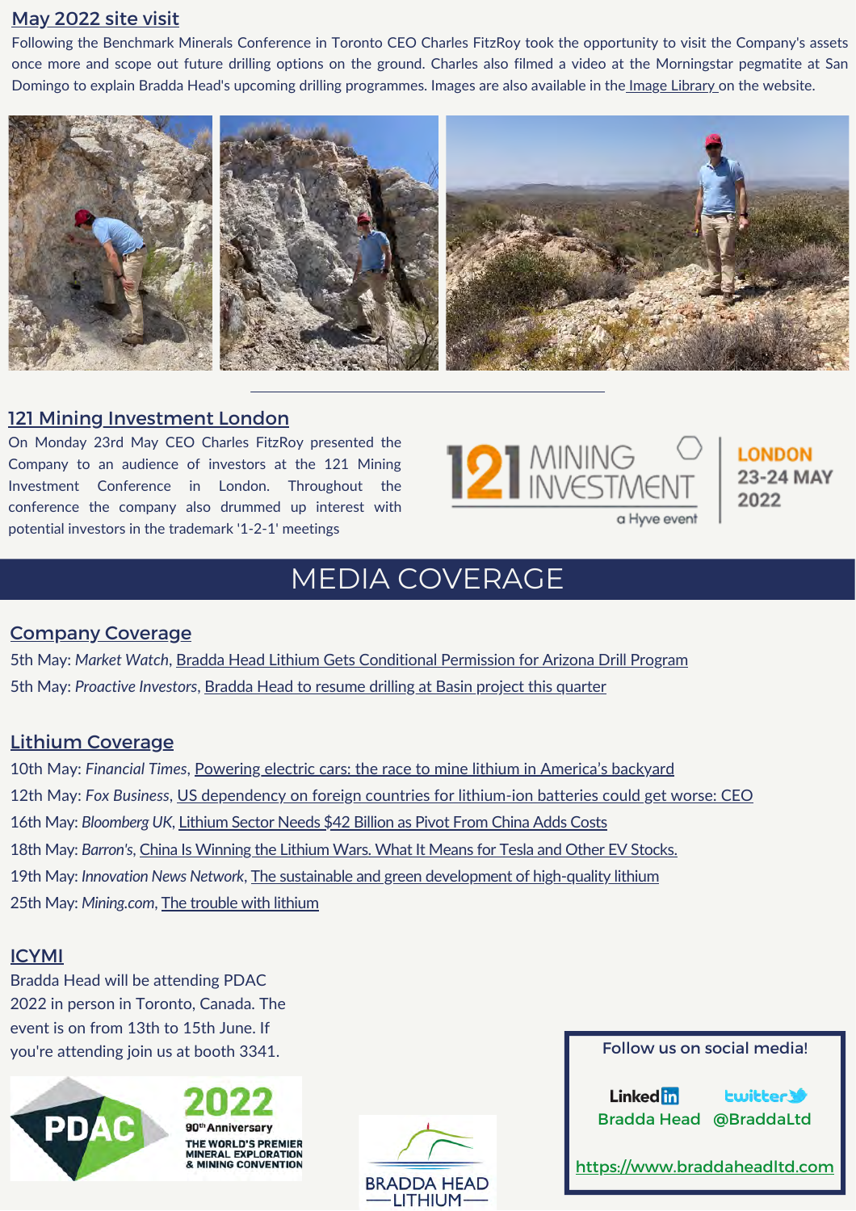## May 2022 site visit

Following the Benchmark Minerals Conference in Toronto CEO Charles FitzRoy took the opportunity to visit the Company's assets once more and scope out future drilling options on the ground. Charles also filmed a video at the Morningstar pegmatite at San Domingo to explain Bradda Head's upcoming drilling programmes. Images are also available in the Image Library on the website.

## 121 Mining Investment London

On Monday 23rd May CEO Charles FitzRoy presented the Company to an audience of investors at the 121 Mining Investment Conference in London. Throughout the conference the company also drummed up interest with potential investors in the trademark '1-2-1' meetings

121 MINING INVESTMENT
a Hyve event
LONDON
23-24 MAY
2022

# MEDIA COVERAGE

## Company Coverage

5th May: *Market Watch*, Bradda Head Lithium Gets Conditional Permission for Arizona Drill Program

5th May: *Proactive Investors*, Bradda Head to resume drilling at Basin project this quarter

## Lithium Coverage

10th May: *Financial Times*, Powering electric cars: the race to mine lithium in America's backyard

12th May: *Fox Business*, US dependency on foreign countries for lithium-ion batteries could get worse: CEO

16th May: *Bloomberg UK*, Lithium Sector Needs $42 Billion as Pivot From China Adds Costs

18th May: *Barron's*, China Is Winning the Lithium Wars. What It Means for Tesla and Other EV Stocks.

19th May: *Innovation News Network*, The sustainable and green development of high-quality lithium

25th May: *Mining.com*, The trouble with lithium

## ICYMI

Bradda Head will be attending PDAC 2022 in person in Toronto, Canada. The event is on from 13th to 15th June. If you're attending join us at booth 3341.

PDAC 2022
90th Anniversary
THE WORLD'S PREMIER MINERAL EXPLORATION & MINING CONVENTION

BRADDA HEAD LITHIUM

Follow us on social media!

LinkedIn: Bradda Head

twitter: @BraddaLtd

https://www.braddaheadltd.com